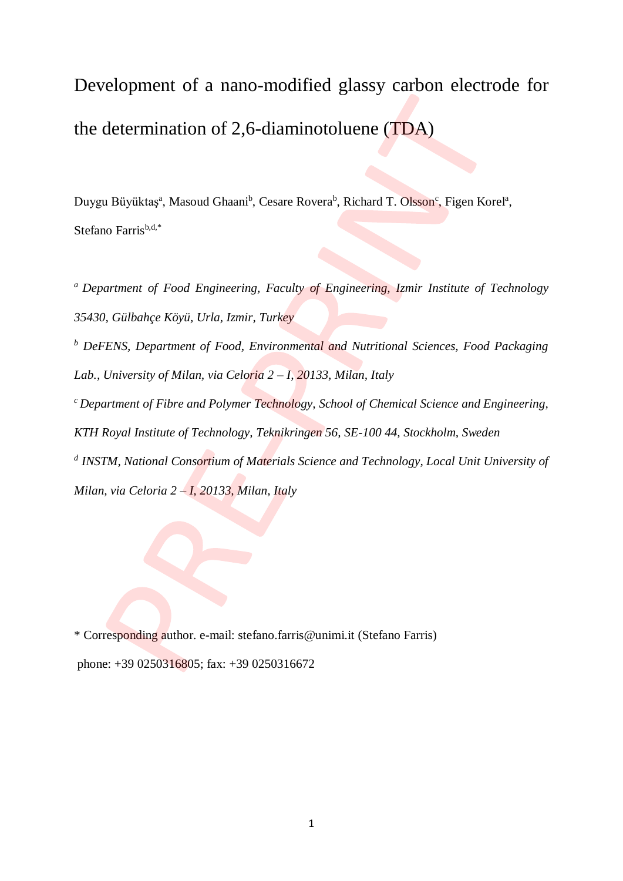# Development of a nano-modified glassy carbon electrode for the determination of 2,6-diaminotoluene (TDA)

Duygu Büyüktaş[a], Masoud Ghaani[b], Cesare Rovera[b], Richard T. Olsson[c], Figen Korel[a], Stefano Farris[b,d,*]

[a] *Department of Food Engineering, Faculty of Engineering, Izmir Institute of Technology 35430, Gülbahçe Köyü, Urla, Izmir, Turkey*

[b] *DeFENS, Department of Food, Environmental and Nutritional Sciences, Food Packaging Lab., University of Milan, via Celoria 2 – I, 20133, Milan, Italy*

[c] *Department of Fibre and Polymer Technology, School of Chemical Science and Engineering, KTH Royal Institute of Technology, Teknikringen 56, SE-100 44, Stockholm, Sweden*

[d] *INSTM, National Consortium of Materials Science and Technology, Local Unit University of Milan, via Celoria 2 – I, 20133, Milan, Italy*

\* Corresponding author. e-mail: stefano.farris@unimi.it (Stefano Farris)

phone: +39 0250316805; fax: +39 0250316672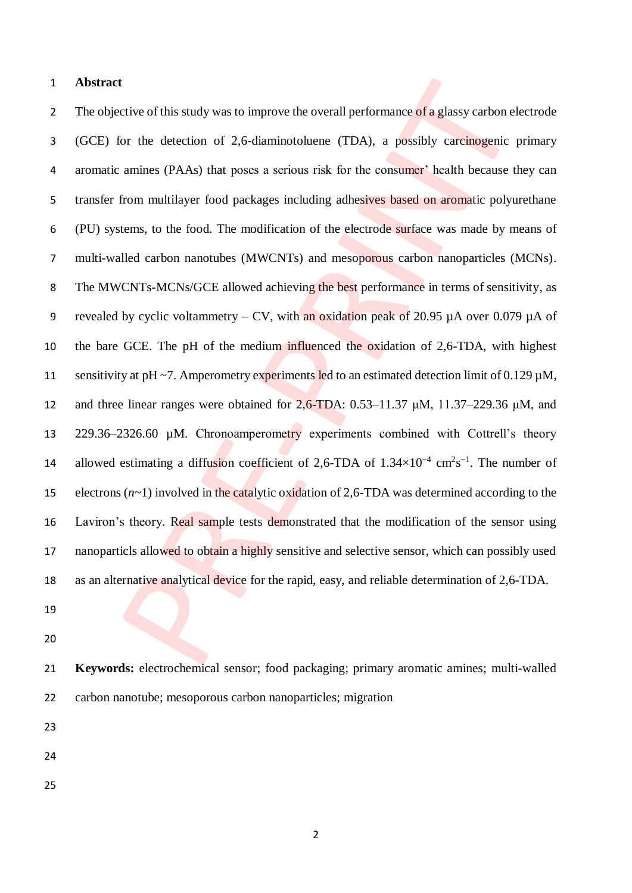**Abstract**

The objective of this study was to improve the overall performance of a glassy carbon electrode (GCE) for the detection of 2,6-diaminotoluene (TDA), a possibly carcinogenic primary aromatic amines (PAAs) that poses a serious risk for the consumer' health because they can transfer from multilayer food packages including adhesives based on aromatic polyurethane (PU) systems, to the food. The modification of the electrode surface was made by means of multi-walled carbon nanotubes (MWCNTs) and mesoporous carbon nanoparticles (MCNs). The MWCNTs-MCNs/GCE allowed achieving the best performance in terms of sensitivity, as revealed by cyclic voltammetry – CV, with an oxidation peak of 20.95 µA over 0.079 µA of the bare GCE. The pH of the medium influenced the oxidation of 2,6-TDA, with highest sensitivity at pH ~7. Amperometry experiments led to an estimated detection limit of 0.129 µM, and three linear ranges were obtained for 2,6-TDA: 0.53–11.37 µM, 11.37–229.36 µM, and 229.36–2326.60 µM. Chronoamperometry experiments combined with Cottrell's theory allowed estimating a diffusion coefficient of 2,6-TDA of $1.34\times10^{-4}$ $cm^2s^{-1}$. The number of electrons ($n$~1) involved in the catalytic oxidation of 2,6-TDA was determined according to the Laviron's theory. Real sample tests demonstrated that the modification of the sensor using nanoparticls allowed to obtain a highly sensitive and selective sensor, which can possibly used as an alternative analytical device for the rapid, easy, and reliable determination of 2,6-TDA.

**Keywords:** electrochemical sensor; food packaging; primary aromatic amines; multi-walled carbon nanotube; mesoporous carbon nanoparticles; migration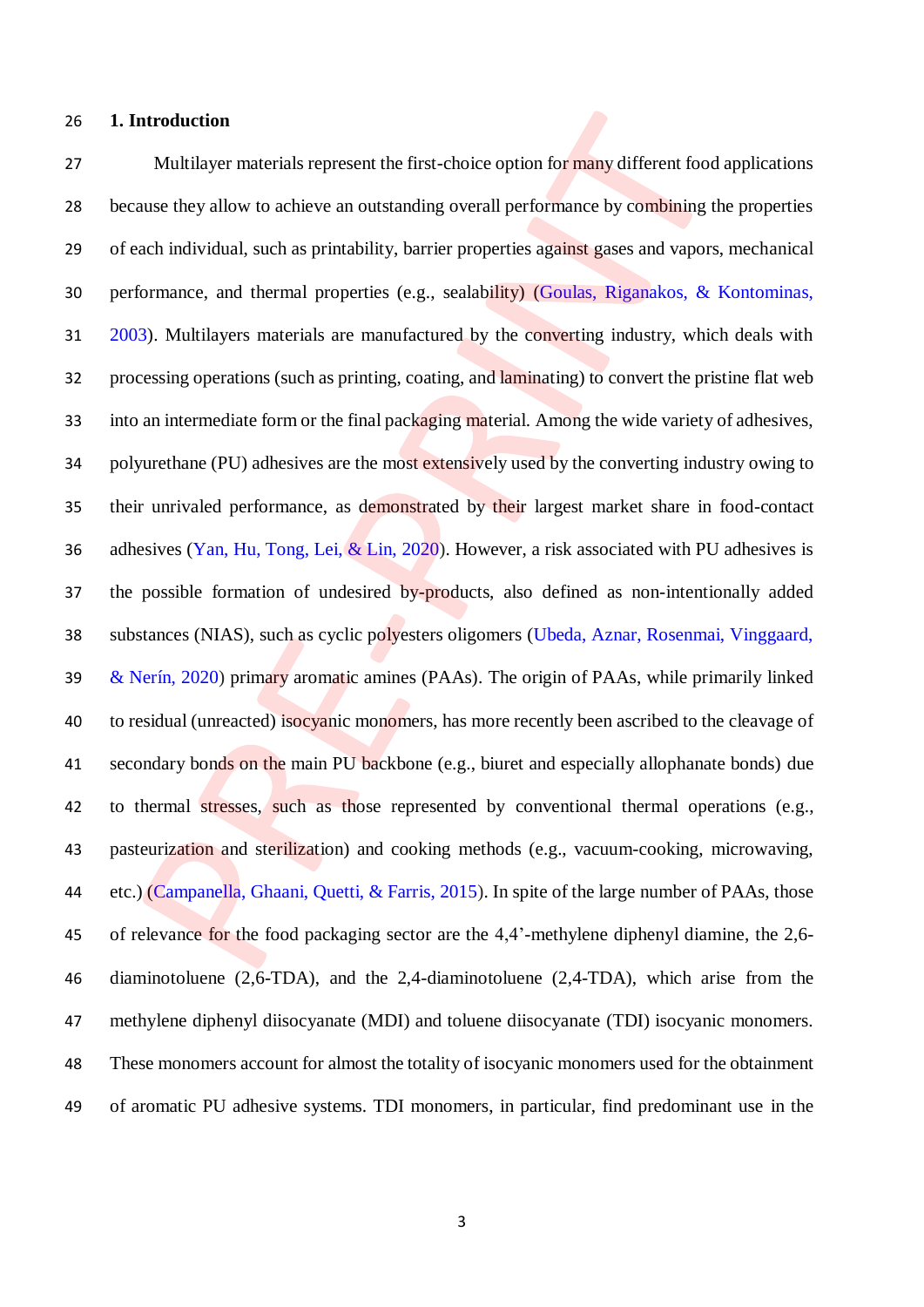## 1. Introduction

Multilayer materials represent the first-choice option for many different food applications because they allow to achieve an outstanding overall performance by combining the properties of each individual, such as printability, barrier properties against gases and vapors, mechanical performance, and thermal properties (e.g., sealability) (Goulas, Riganakos, & Kontominas, 2003). Multilayers materials are manufactured by the converting industry, which deals with processing operations (such as printing, coating, and laminating) to convert the pristine flat web into an intermediate form or the final packaging material. Among the wide variety of adhesives, polyurethane (PU) adhesives are the most extensively used by the converting industry owing to their unrivaled performance, as demonstrated by their largest market share in food-contact adhesives (Yan, Hu, Tong, Lei, & Lin, 2020). However, a risk associated with PU adhesives is the possible formation of undesired by-products, also defined as non-intentionally added substances (NIAS), such as cyclic polyesters oligomers (Ubeda, Aznar, Rosenmai, Vinggaard, & Nerín, 2020) primary aromatic amines (PAAs). The origin of PAAs, while primarily linked to residual (unreacted) isocyanic monomers, has more recently been ascribed to the cleavage of secondary bonds on the main PU backbone (e.g., biuret and especially allophanate bonds) due to thermal stresses, such as those represented by conventional thermal operations (e.g., pasteurization and sterilization) and cooking methods (e.g., vacuum-cooking, microwaving, etc.) (Campanella, Ghaani, Quetti, & Farris, 2015). In spite of the large number of PAAs, those of relevance for the food packaging sector are the 4,4'-methylene diphenyl diamine, the 2,6-diaminotoluene (2,6-TDA), and the 2,4-diaminotoluene (2,4-TDA), which arise from the methylene diphenyl diisocyanate (MDI) and toluene diisocyanate (TDI) isocyanic monomers. These monomers account for almost the totality of isocyanic monomers used for the obtainment of aromatic PU adhesive systems. TDI monomers, in particular, find predominant use in the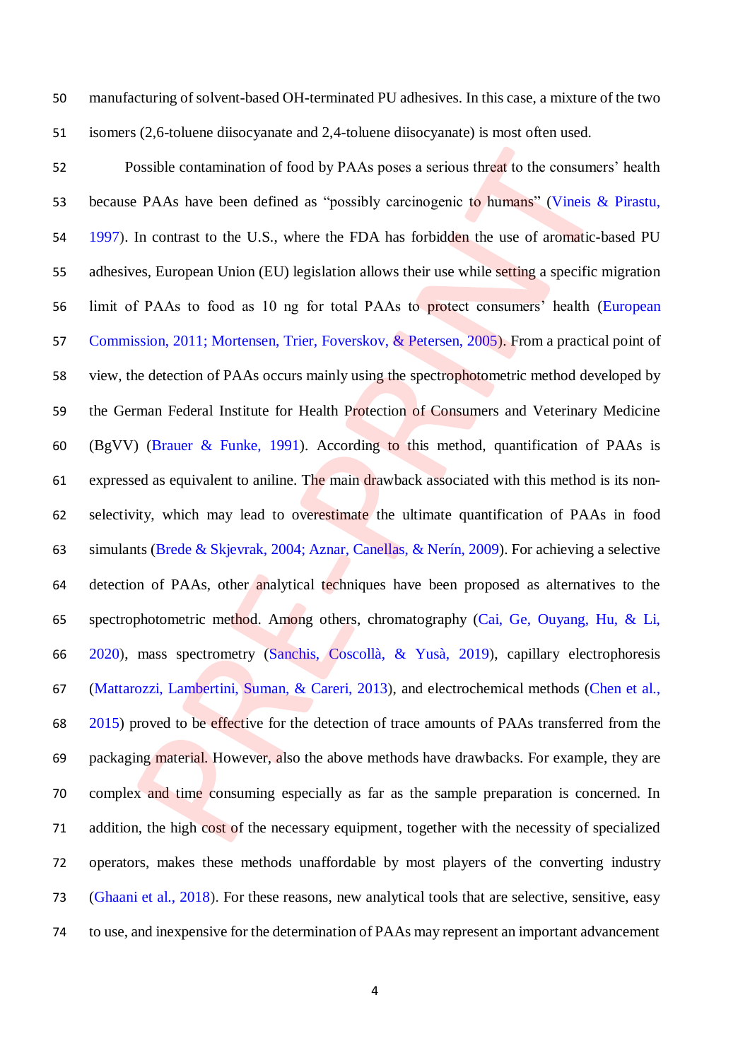manufacturing of solvent-based OH-terminated PU adhesives. In this case, a mixture of the two isomers (2,6-toluene diisocyanate and 2,4-toluene diisocyanate) is most often used.

Possible contamination of food by PAAs poses a serious threat to the consumers' health because PAAs have been defined as "possibly carcinogenic to humans" (Vineis & Pirastu, 1997). In contrast to the U.S., where the FDA has forbidden the use of aromatic-based PU adhesives, European Union (EU) legislation allows their use while setting a specific migration limit of PAAs to food as 10 ng for total PAAs to protect consumers' health (European Commission, 2011; Mortensen, Trier, Foverskov, & Petersen, 2005). From a practical point of view, the detection of PAAs occurs mainly using the spectrophotometric method developed by the German Federal Institute for Health Protection of Consumers and Veterinary Medicine (BgVV) (Brauer & Funke, 1991). According to this method, quantification of PAAs is expressed as equivalent to aniline. The main drawback associated with this method is its non-selectivity, which may lead to overestimate the ultimate quantification of PAAs in food simulants (Brede & Skjevrak, 2004; Aznar, Canellas, & Nerín, 2009). For achieving a selective detection of PAAs, other analytical techniques have been proposed as alternatives to the spectrophotometric method. Among others, chromatography (Cai, Ge, Ouyang, Hu, & Li, 2020), mass spectrometry (Sanchis, Coscollà, & Yusà, 2019), capillary electrophoresis (Mattarozzi, Lambertini, Suman, & Careri, 2013), and electrochemical methods (Chen et al., 2015) proved to be effective for the detection of trace amounts of PAAs transferred from the packaging material. However, also the above methods have drawbacks. For example, they are complex and time consuming especially as far as the sample preparation is concerned. In addition, the high cost of the necessary equipment, together with the necessity of specialized operators, makes these methods unaffordable by most players of the converting industry (Ghaani et al., 2018). For these reasons, new analytical tools that are selective, sensitive, easy to use, and inexpensive for the determination of PAAs may represent an important advancement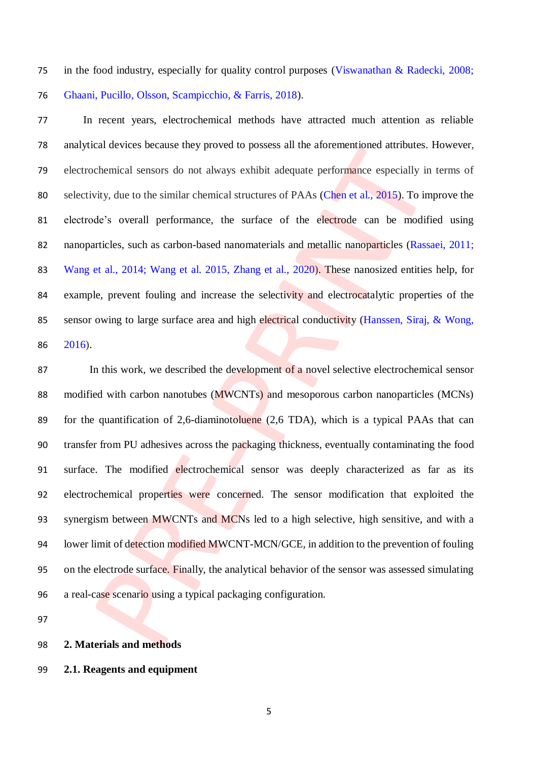in the food industry, especially for quality control purposes (Viswanathan & Radecki, 2008; Ghaani, Pucillo, Olsson, Scampicchio, & Farris, 2018).

In recent years, electrochemical methods have attracted much attention as reliable analytical devices because they proved to possess all the aforementioned attributes. However, electrochemical sensors do not always exhibit adequate performance especially in terms of selectivity, due to the similar chemical structures of PAAs (Chen et al., 2015). To improve the electrode's overall performance, the surface of the electrode can be modified using nanoparticles, such as carbon-based nanomaterials and metallic nanoparticles (Rassaei, 2011; Wang et al., 2014; Wang et al. 2015, Zhang et al., 2020). These nanosized entities help, for example, prevent fouling and increase the selectivity and electrocatalytic properties of the sensor owing to large surface area and high electrical conductivity (Hanssen, Siraj, & Wong, 2016).

In this work, we described the development of a novel selective electrochemical sensor modified with carbon nanotubes (MWCNTs) and mesoporous carbon nanoparticles (MCNs) for the quantification of 2,6-diaminotoluene (2,6 TDA), which is a typical PAAs that can transfer from PU adhesives across the packaging thickness, eventually contaminating the food surface. The modified electrochemical sensor was deeply characterized as far as its electrochemical properties were concerned. The sensor modification that exploited the synergism between MWCNTs and MCNs led to a high selective, high sensitive, and with a lower limit of detection modified MWCNT-MCN/GCE, in addition to the prevention of fouling on the electrode surface. Finally, the analytical behavior of the sensor was assessed simulating a real-case scenario using a typical packaging configuration.

## 2. Materials and methods

### 2.1. Reagents and equipment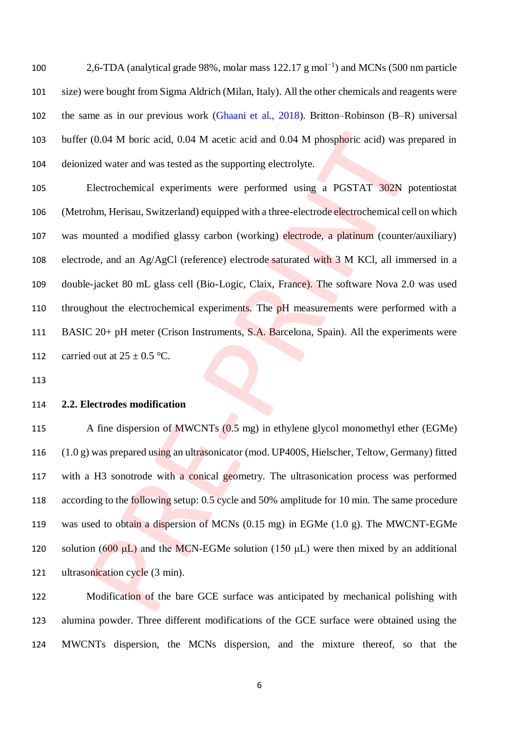2,6-TDA (analytical grade 98%, molar mass 122.17 g mol$^{-1}$) and MCNs (500 nm particle size) were bought from Sigma Aldrich (Milan, Italy). All the other chemicals and reagents were the same as in our previous work (Ghaani et al., 2018). Britton–Robinson (B–R) universal buffer (0.04 M boric acid, 0.04 M acetic acid and 0.04 M phosphoric acid) was prepared in deionized water and was tested as the supporting electrolyte.

Electrochemical experiments were performed using a PGSTAT 302N potentiostat (Metrohm, Herisau, Switzerland) equipped with a three-electrode electrochemical cell on which was mounted a modified glassy carbon (working) electrode, a platinum (counter/auxiliary) electrode, and an Ag/AgCl (reference) electrode saturated with 3 M KCl, all immersed in a double-jacket 80 mL glass cell (Bio-Logic, Claix, France). The software Nova 2.0 was used throughout the electrochemical experiments. The pH measurements were performed with a BASIC 20+ pH meter (Crison Instruments, S.A. Barcelona, Spain). All the experiments were carried out at 25 ± 0.5 °C.

## 2.2. Electrodes modification

A fine dispersion of MWCNTs (0.5 mg) in ethylene glycol monomethyl ether (EGMe) (1.0 g) was prepared using an ultrasonicator (mod. UP400S, Hielscher, Teltow, Germany) fitted with a H3 sonotrode with a conical geometry. The ultrasonication process was performed according to the following setup: 0.5 cycle and 50% amplitude for 10 min. The same procedure was used to obtain a dispersion of MCNs (0.15 mg) in EGMe (1.0 g). The MWCNT-EGMe solution (600 μL) and the MCN-EGMe solution (150 μL) were then mixed by an additional ultrasonication cycle (3 min).

Modification of the bare GCE surface was anticipated by mechanical polishing with alumina powder. Three different modifications of the GCE surface were obtained using the MWCNTs dispersion, the MCNs dispersion, and the mixture thereof, so that the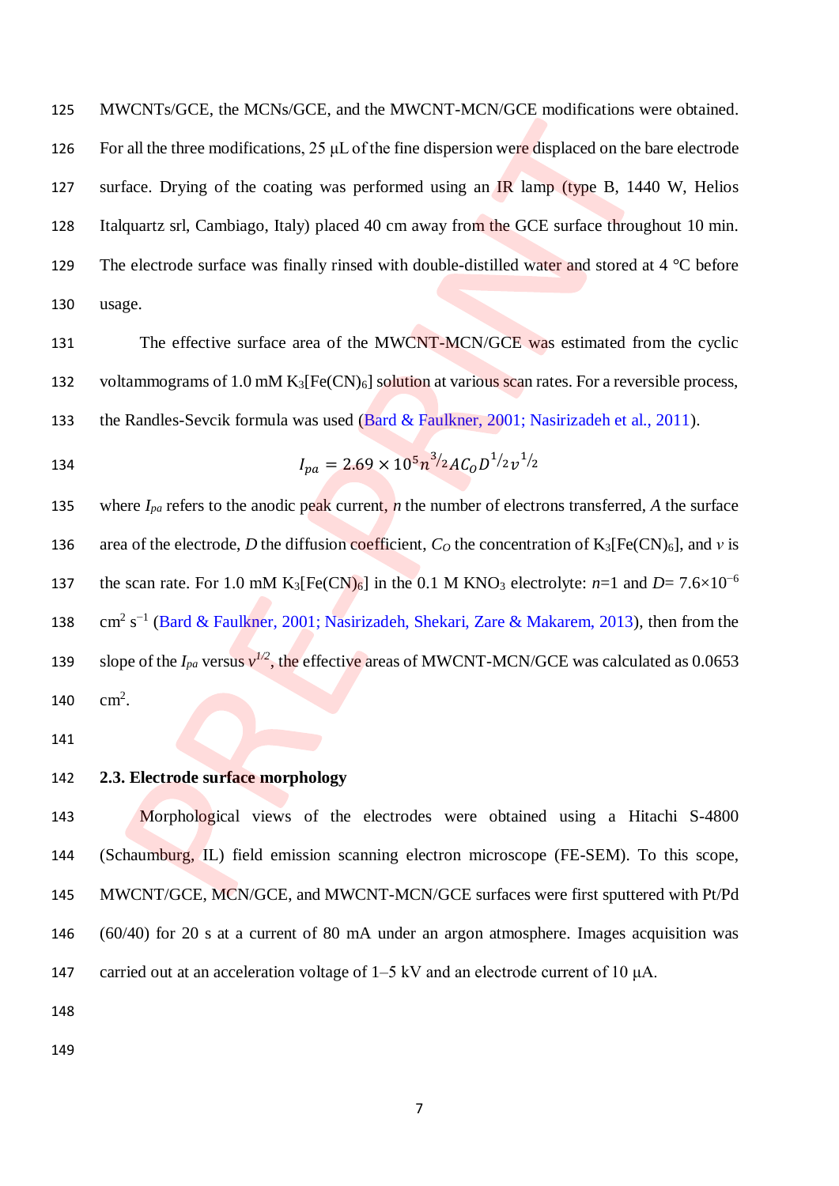MWCNTs/GCE, the MCNs/GCE, and the MWCNT-MCN/GCE modifications were obtained. For all the three modifications, 25 µL of the fine dispersion were displaced on the bare electrode surface. Drying of the coating was performed using an IR lamp (type B, 1440 W, Helios Italquartz srl, Cambiago, Italy) placed 40 cm away from the GCE surface throughout 10 min. The electrode surface was finally rinsed with double-distilled water and stored at 4 °C before usage.

The effective surface area of the MWCNT-MCN/GCE was estimated from the cyclic voltammograms of 1.0 mM $K_3[Fe(CN)_6]$ solution at various scan rates. For a reversible process, the Randles-Sevcik formula was used (Bard & Faulkner, 2001; Nasirizadeh et al., 2011).

$$I_{pa} = 2.69 \times 10^5 n^{3/2} A C_O D^{1/2} v^{1/2}$$

where $I_{pa}$ refers to the anodic peak current, $n$ the number of electrons transferred, $A$ the surface area of the electrode, $D$ the diffusion coefficient, $C_O$ the concentration of $K_3[Fe(CN)_6]$, and $v$ is the scan rate. For 1.0 mM $K_3[Fe(CN)_6]$ in the 0.1 M $KNO_3$ electrolyte: $n$=1 and $D$= 7.6×10$^{-6}$ cm$^2$ s$^{-1}$ (Bard & Faulkner, 2001; Nasirizadeh, Shekari, Zare & Makarem, 2013), then from the slope of the $I_{pa}$ versus $v^{1/2}$, the effective areas of MWCNT-MCN/GCE was calculated as 0.0653 cm$^2$.

### 2.3. Electrode surface morphology

Morphological views of the electrodes were obtained using a Hitachi S-4800 (Schaumburg, IL) field emission scanning electron microscope (FE-SEM). To this scope, MWCNT/GCE, MCN/GCE, and MWCNT-MCN/GCE surfaces were first sputtered with Pt/Pd (60/40) for 20 s at a current of 80 mA under an argon atmosphere. Images acquisition was carried out at an acceleration voltage of 1–5 kV and an electrode current of 10 µA.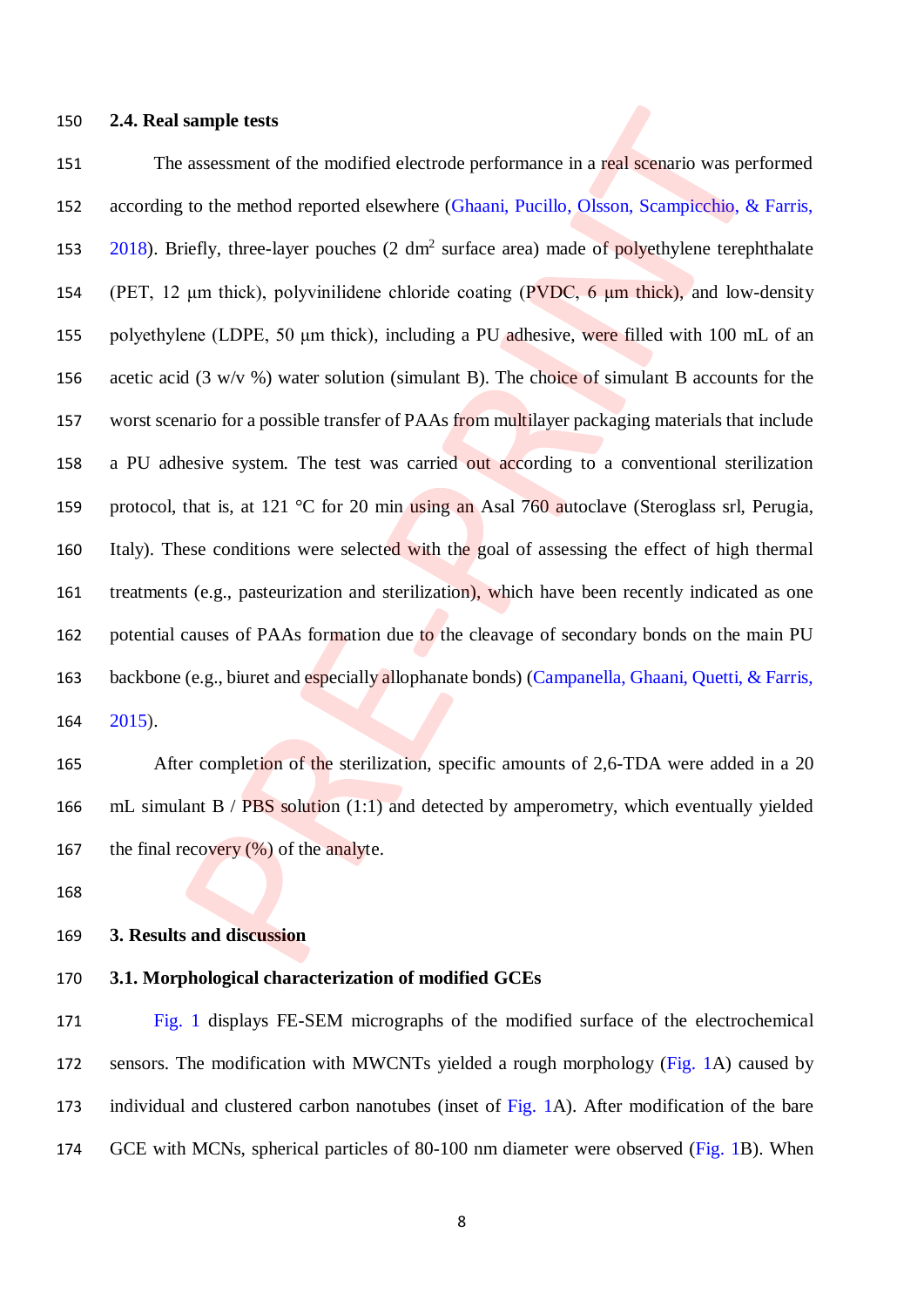### 2.4. Real sample tests

The assessment of the modified electrode performance in a real scenario was performed according to the method reported elsewhere (Ghaani, Pucillo, Olsson, Scampicchio, & Farris, 2018). Briefly, three-layer pouches (2 $dm^2$ surface area) made of polyethylene terephthalate (PET, 12 μm thick), polyvinilidene chloride coating (PVDC, 6 μm thick), and low-density polyethylene (LDPE, 50 μm thick), including a PU adhesive, were filled with 100 mL of an acetic acid (3 w/v %) water solution (simulant B). The choice of simulant B accounts for the worst scenario for a possible transfer of PAAs from multilayer packaging materials that include a PU adhesive system. The test was carried out according to a conventional sterilization protocol, that is, at 121 °C for 20 min using an Asal 760 autoclave (Steroglass srl, Perugia, Italy). These conditions were selected with the goal of assessing the effect of high thermal treatments (e.g., pasteurization and sterilization), which have been recently indicated as one potential causes of PAAs formation due to the cleavage of secondary bonds on the main PU backbone (e.g., biuret and especially allophanate bonds) (Campanella, Ghaani, Quetti, & Farris, 2015).

After completion of the sterilization, specific amounts of 2,6-TDA were added in a 20 mL simulant B / PBS solution (1:1) and detected by amperometry, which eventually yielded the final recovery (%) of the analyte.

## 3. Results and discussion

### 3.1. Morphological characterization of modified GCEs

Fig. 1 displays FE-SEM micrographs of the modified surface of the electrochemical sensors. The modification with MWCNTs yielded a rough morphology (Fig. 1A) caused by individual and clustered carbon nanotubes (inset of Fig. 1A). After modification of the bare GCE with MCNs, spherical particles of 80-100 nm diameter were observed (Fig. 1B). When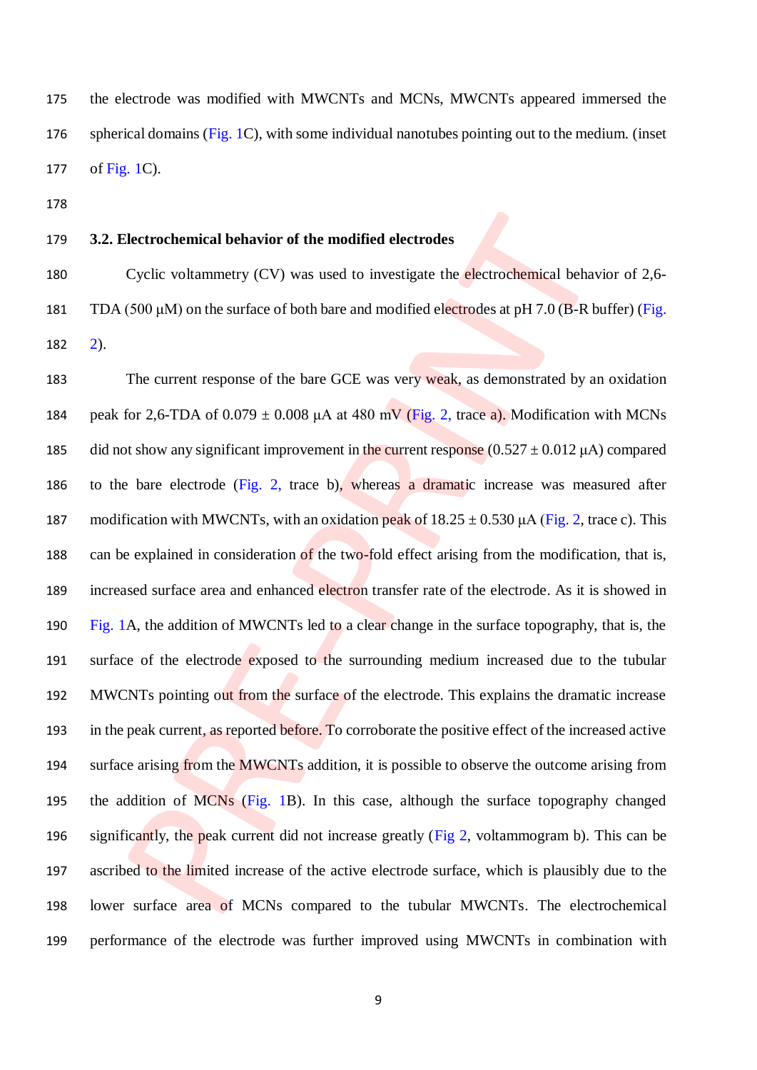the electrode was modified with MWCNTs and MCNs, MWCNTs appeared immersed the spherical domains (Fig. 1C), with some individual nanotubes pointing out to the medium. (inset of Fig. 1C).

### 3.2. Electrochemical behavior of the modified electrodes

Cyclic voltammetry (CV) was used to investigate the electrochemical behavior of 2,6-TDA (500 μM) on the surface of both bare and modified electrodes at pH 7.0 (B-R buffer) (Fig. 2).

The current response of the bare GCE was very weak, as demonstrated by an oxidation peak for 2,6-TDA of 0.079 ± 0.008 μA at 480 mV (Fig. 2, trace a). Modification with MCNs did not show any significant improvement in the current response (0.527 ± 0.012 μA) compared to the bare electrode (Fig. 2, trace b), whereas a dramatic increase was measured after modification with MWCNTs, with an oxidation peak of 18.25 ± 0.530 μA (Fig. 2, trace c). This can be explained in consideration of the two-fold effect arising from the modification, that is, increased surface area and enhanced electron transfer rate of the electrode. As it is showed in Fig. 1A, the addition of MWCNTs led to a clear change in the surface topography, that is, the surface of the electrode exposed to the surrounding medium increased due to the tubular MWCNTs pointing out from the surface of the electrode. This explains the dramatic increase in the peak current, as reported before. To corroborate the positive effect of the increased active surface arising from the MWCNTs addition, it is possible to observe the outcome arising from the addition of MCNs (Fig. 1B). In this case, although the surface topography changed significantly, the peak current did not increase greatly (Fig 2, voltammogram b). This can be ascribed to the limited increase of the active electrode surface, which is plausibly due to the lower surface area of MCNs compared to the tubular MWCNTs. The electrochemical performance of the electrode was further improved using MWCNTs in combination with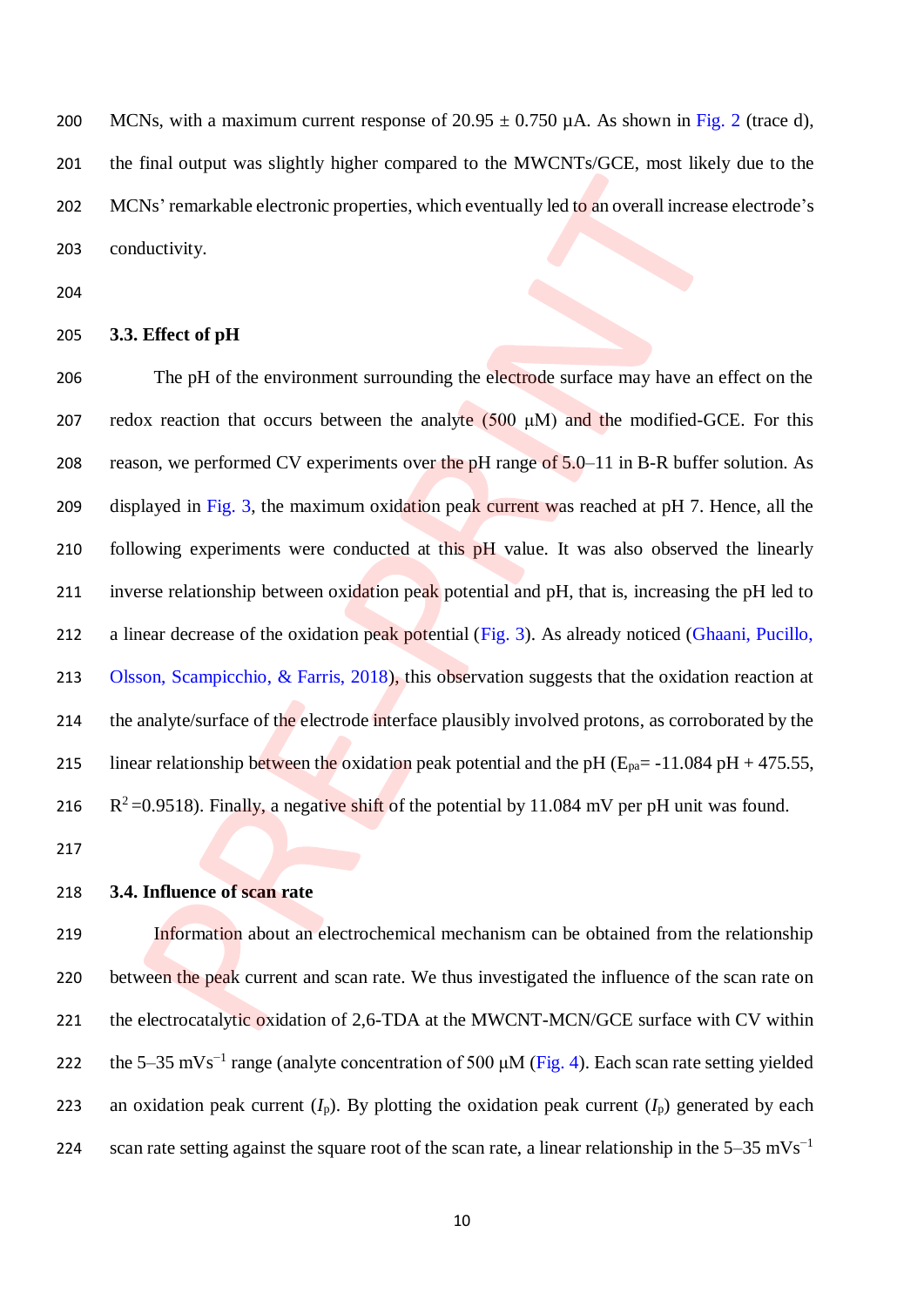MCNs, with a maximum current response of 20.95 ± 0.750 µA. As shown in Fig. 2 (trace d), the final output was slightly higher compared to the MWCNTs/GCE, most likely due to the MCNs' remarkable electronic properties, which eventually led to an overall increase electrode's conductivity.

### 3.3. Effect of pH

The pH of the environment surrounding the electrode surface may have an effect on the redox reaction that occurs between the analyte (500 µM) and the modified-GCE. For this reason, we performed CV experiments over the pH range of 5.0–11 in B-R buffer solution. As displayed in Fig. 3, the maximum oxidation peak current was reached at pH 7. Hence, all the following experiments were conducted at this pH value. It was also observed the linearly inverse relationship between oxidation peak potential and pH, that is, increasing the pH led to a linear decrease of the oxidation peak potential (Fig. 3). As already noticed (Ghaani, Pucillo, Olsson, Scampicchio, & Farris, 2018), this observation suggests that the oxidation reaction at the analyte/surface of the electrode interface plausibly involved protons, as corroborated by the linear relationship between the oxidation peak potential and the pH ($E_{pa}$= -11.084 pH + 475.55, $R^2$ =0.9518). Finally, a negative shift of the potential by 11.084 mV per pH unit was found.

### 3.4. Influence of scan rate

Information about an electrochemical mechanism can be obtained from the relationship between the peak current and scan rate. We thus investigated the influence of the scan rate on the electrocatalytic oxidation of 2,6-TDA at the MWCNT-MCN/GCE surface with CV within the 5–35 mVs$^{-1}$ range (analyte concentration of 500 µM (Fig. 4). Each scan rate setting yielded an oxidation peak current ($I_p$). By plotting the oxidation peak current ($I_p$) generated by each scan rate setting against the square root of the scan rate, a linear relationship in the 5–35 mVs$^{-1}$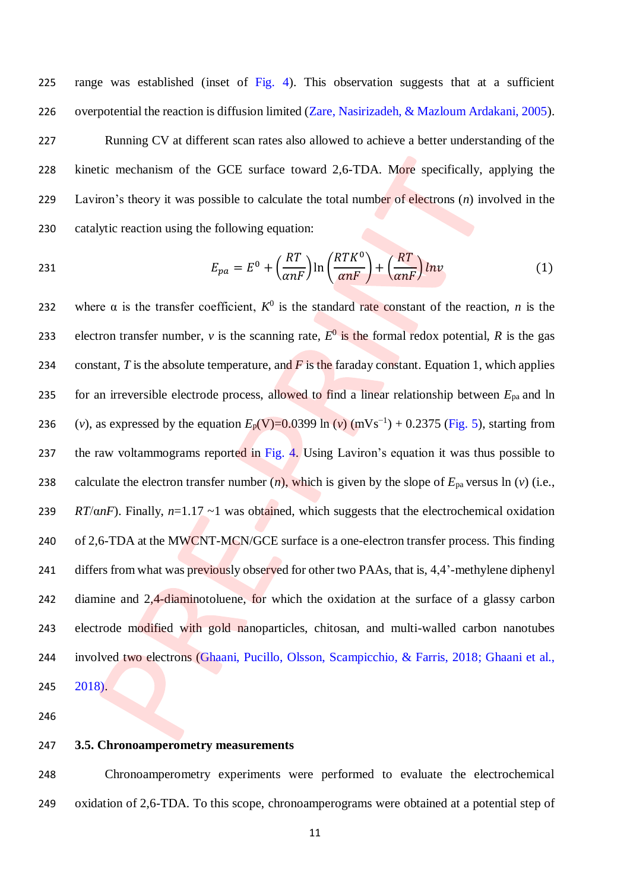range was established (inset of Fig. 4). This observation suggests that at a sufficient overpotential the reaction is diffusion limited (Zare, Nasirizadeh, & Mazloum Ardakani, 2005).

Running CV at different scan rates also allowed to achieve a better understanding of the kinetic mechanism of the GCE surface toward 2,6-TDA. More specifically, applying the Laviron's theory it was possible to calculate the total number of electrons ($n$) involved in the catalytic reaction using the following equation:

$$E_{pa} = E^0 + \left(\frac{RT}{\alpha nF}\right)\ln\left(\frac{RTK^0}{\alpha nF}\right) + \left(\frac{RT}{\alpha nF}\right) ln\nu \qquad (1)$$

where α is the transfer coefficient, $K^0$ is the standard rate constant of the reaction, $n$ is the electron transfer number, $v$ is the scanning rate, $E^0$ is the formal redox potential, $R$ is the gas constant, $T$ is the absolute temperature, and $F$ is the faraday constant. Equation 1, which applies for an irreversible electrode process, allowed to find a linear relationship between $E_{pa}$ and ln ($v$), as expressed by the equation $E_p$(V)=0.0399 ln ($v$) (mVs$^{-1}$) + 0.2375 (Fig. 5), starting from the raw voltammograms reported in Fig. 4. Using Laviron's equation it was thus possible to calculate the electron transfer number ($n$), which is given by the slope of $E_{pa}$ versus ln ($v$) (i.e., $RT/\alpha nF$). Finally, $n$=1.17 ~1 was obtained, which suggests that the electrochemical oxidation of 2,6-TDA at the MWCNT-MCN/GCE surface is a one-electron transfer process. This finding differs from what was previously observed for other two PAAs, that is, 4,4'-methylene diphenyl diamine and 2,4-diaminotoluene, for which the oxidation at the surface of a glassy carbon electrode modified with gold nanoparticles, chitosan, and multi-walled carbon nanotubes involved two electrons (Ghaani, Pucillo, Olsson, Scampicchio, & Farris, 2018; Ghaani et al., 2018).

### 3.5. Chronoamperometry measurements

Chronoamperometry experiments were performed to evaluate the electrochemical oxidation of 2,6-TDA. To this scope, chronoamperograms were obtained at a potential step of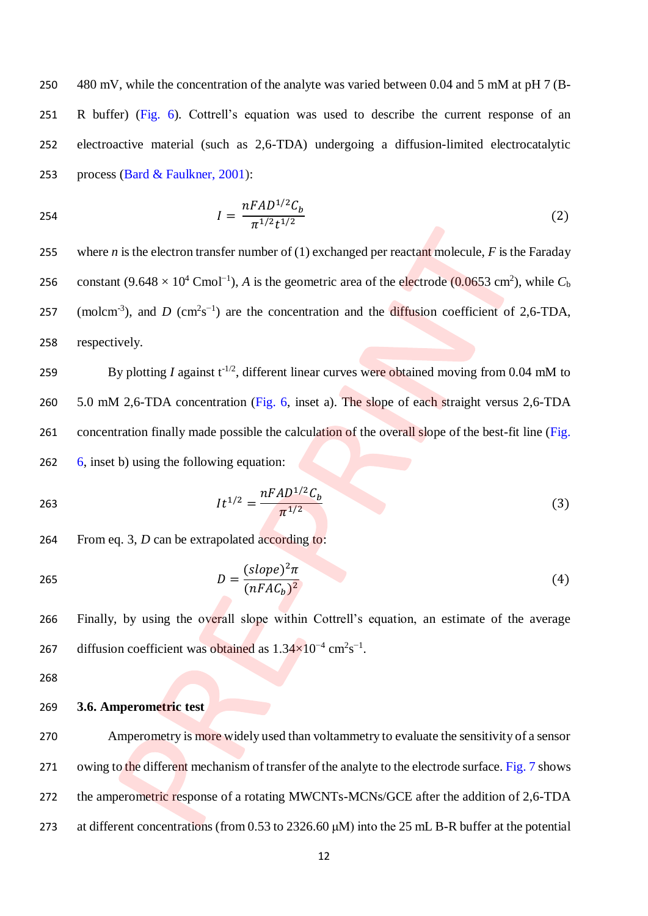480 mV, while the concentration of the analyte was varied between 0.04 and 5 mM at pH 7 (B-R buffer) (Fig. 6). Cottrell's equation was used to describe the current response of an electroactive material (such as 2,6-TDA) undergoing a diffusion-limited electrocatalytic process (Bard & Faulkner, 2001):

$$I = \frac{nFAD^{1/2}C_b}{\pi^{1/2}t^{1/2}} \tag{2}$$

where $n$ is the electron transfer number of (1) exchanged per reactant molecule, $F$ is the Faraday constant ($9.648 \times 10^4$ $\mathrm{Cmol^{-1}}$), $A$ is the geometric area of the electrode (0.0653 $\mathrm{cm^2}$), while $C_b$ ($\mathrm{molcm^{-3}}$), and $D$ ($\mathrm{cm^2s^{-1}}$) are the concentration and the diffusion coefficient of 2,6-TDA, respectively.

By plotting $I$ against $t^{-1/2}$, different linear curves were obtained moving from 0.04 mM to 5.0 mM 2,6-TDA concentration (Fig. 6, inset a). The slope of each straight versus 2,6-TDA concentration finally made possible the calculation of the overall slope of the best-fit line (Fig. 6, inset b) using the following equation:

$$It^{1/2} = \frac{nFAD^{1/2}C_b}{\pi^{1/2}} \tag{3}$$

From eq. 3, $D$ can be extrapolated according to:

$$D = \frac{(slope)^2\pi}{(nFAC_b)^2} \tag{4}$$

Finally, by using the overall slope within Cottrell's equation, an estimate of the average diffusion coefficient was obtained as $1.34\times10^{-4}$ $\mathrm{cm^2s^{-1}}$.

### 3.6. Amperometric test

Amperometry is more widely used than voltammetry to evaluate the sensitivity of a sensor owing to the different mechanism of transfer of the analyte to the electrode surface. Fig. 7 shows the amperometric response of a rotating MWCNTs-MCNs/GCE after the addition of 2,6-TDA at different concentrations (from 0.53 to 2326.60 μM) into the 25 mL B-R buffer at the potential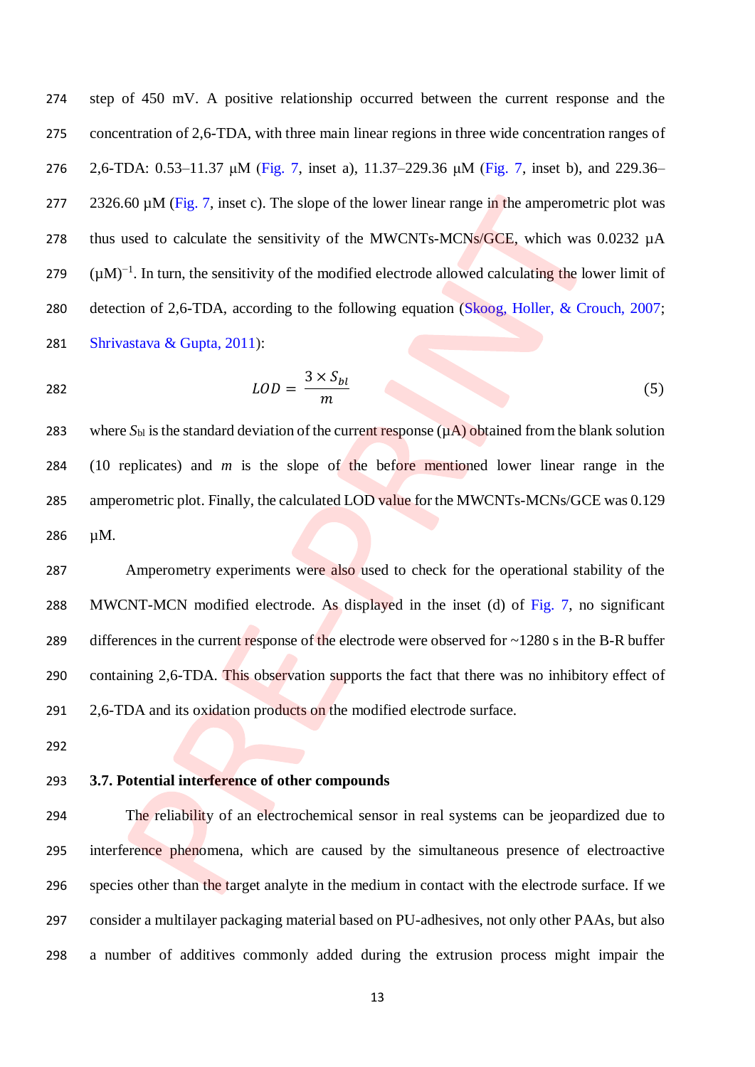step of 450 mV. A positive relationship occurred between the current response and the concentration of 2,6-TDA, with three main linear regions in three wide concentration ranges of 2,6-TDA: 0.53–11.37 μM (Fig. 7, inset a), 11.37–229.36 μM (Fig. 7, inset b), and 229.36–2326.60 μM (Fig. 7, inset c). The slope of the lower linear range in the amperometric plot was thus used to calculate the sensitivity of the MWCNTs-MCNs/GCE, which was 0.0232 μA $(\mu M)^{-1}$. In turn, the sensitivity of the modified electrode allowed calculating the lower limit of detection of 2,6-TDA, according to the following equation (Skoog, Holler, & Crouch, 2007; Shrivastava & Gupta, 2011):

$$LOD = \frac{3 \times S_{bl}}{m} \tag{5}$$

where $S_{bl}$ is the standard deviation of the current response (μA) obtained from the blank solution (10 replicates) and $m$ is the slope of the before mentioned lower linear range in the amperometric plot. Finally, the calculated LOD value for the MWCNTs-MCNs/GCE was 0.129 μM.

Amperometry experiments were also used to check for the operational stability of the MWCNT-MCN modified electrode. As displayed in the inset (d) of Fig. 7, no significant differences in the current response of the electrode were observed for ~1280 s in the B-R buffer containing 2,6-TDA. This observation supports the fact that there was no inhibitory effect of 2,6-TDA and its oxidation products on the modified electrode surface.

### 3.7. Potential interference of other compounds

The reliability of an electrochemical sensor in real systems can be jeopardized due to interference phenomena, which are caused by the simultaneous presence of electroactive species other than the target analyte in the medium in contact with the electrode surface. If we consider a multilayer packaging material based on PU-adhesives, not only other PAAs, but also a number of additives commonly added during the extrusion process might impair the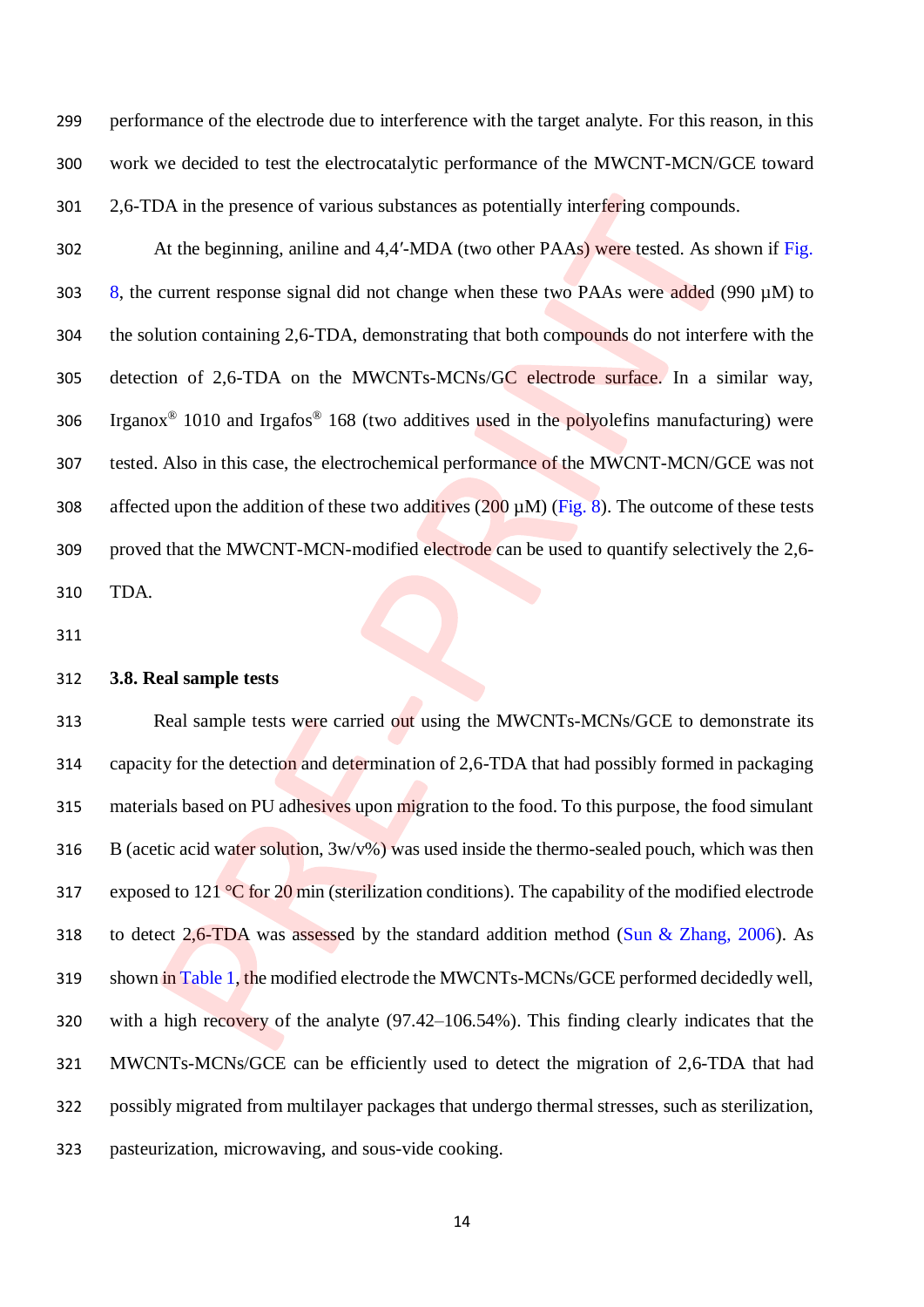performance of the electrode due to interference with the target analyte. For this reason, in this work we decided to test the electrocatalytic performance of the MWCNT-MCN/GCE toward 2,6-TDA in the presence of various substances as potentially interfering compounds.

At the beginning, aniline and 4,4′-MDA (two other PAAs) were tested. As shown if Fig. 8, the current response signal did not change when these two PAAs were added (990 µM) to the solution containing 2,6-TDA, demonstrating that both compounds do not interfere with the detection of 2,6-TDA on the MWCNTs-MCNs/GC electrode surface. In a similar way, Irganox® 1010 and Irgafos® 168 (two additives used in the polyolefins manufacturing) were tested. Also in this case, the electrochemical performance of the MWCNT-MCN/GCE was not affected upon the addition of these two additives (200 µM) (Fig. 8). The outcome of these tests proved that the MWCNT-MCN-modified electrode can be used to quantify selectively the 2,6-TDA.

### 3.8. Real sample tests

Real sample tests were carried out using the MWCNTs-MCNs/GCE to demonstrate its capacity for the detection and determination of 2,6-TDA that had possibly formed in packaging materials based on PU adhesives upon migration to the food. To this purpose, the food simulant B (acetic acid water solution, 3w/v%) was used inside the thermo-sealed pouch, which was then exposed to 121 °C for 20 min (sterilization conditions). The capability of the modified electrode to detect 2,6-TDA was assessed by the standard addition method (Sun & Zhang, 2006). As shown in Table 1, the modified electrode the MWCNTs-MCNs/GCE performed decidedly well, with a high recovery of the analyte (97.42–106.54%). This finding clearly indicates that the MWCNTs-MCNs/GCE can be efficiently used to detect the migration of 2,6-TDA that had possibly migrated from multilayer packages that undergo thermal stresses, such as sterilization, pasteurization, microwaving, and sous-vide cooking.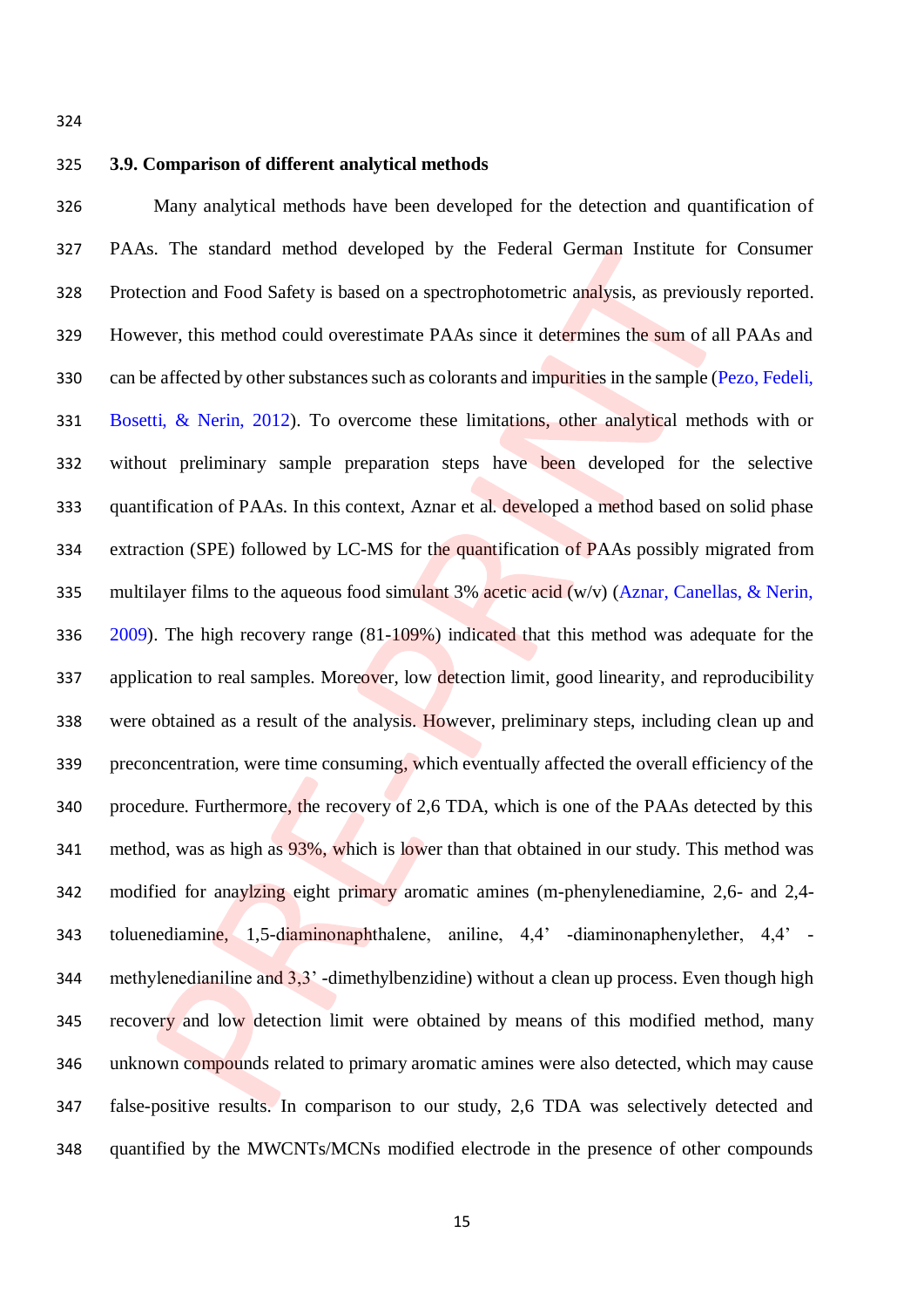### 3.9. Comparison of different analytical methods

Many analytical methods have been developed for the detection and quantification of PAAs. The standard method developed by the Federal German Institute for Consumer Protection and Food Safety is based on a spectrophotometric analysis, as previously reported. However, this method could overestimate PAAs since it determines the sum of all PAAs and can be affected by other substances such as colorants and impurities in the sample (Pezo, Fedeli, Bosetti, & Nerin, 2012). To overcome these limitations, other analytical methods with or without preliminary sample preparation steps have been developed for the selective quantification of PAAs. In this context, Aznar et al. developed a method based on solid phase extraction (SPE) followed by LC-MS for the quantification of PAAs possibly migrated from multilayer films to the aqueous food simulant 3% acetic acid (w/v) (Aznar, Canellas, & Nerin, 2009). The high recovery range (81-109%) indicated that this method was adequate for the application to real samples. Moreover, low detection limit, good linearity, and reproducibility were obtained as a result of the analysis. However, preliminary steps, including clean up and preconcentration, were time consuming, which eventually affected the overall efficiency of the procedure. Furthermore, the recovery of 2,6 TDA, which is one of the PAAs detected by this method, was as high as 93%, which is lower than that obtained in our study. This method was modified for anaylzing eight primary aromatic amines (m-phenylenediamine, 2,6- and 2,4-toluenediamine, 1,5-diaminonaphthalene, aniline, 4,4' -diaminonaphenylether, 4,4' -methylenedianiline and 3,3' -dimethylbenzidine) without a clean up process. Even though high recovery and low detection limit were obtained by means of this modified method, many unknown compounds related to primary aromatic amines were also detected, which may cause false-positive results. In comparison to our study, 2,6 TDA was selectively detected and quantified by the MWCNTs/MCNs modified electrode in the presence of other compounds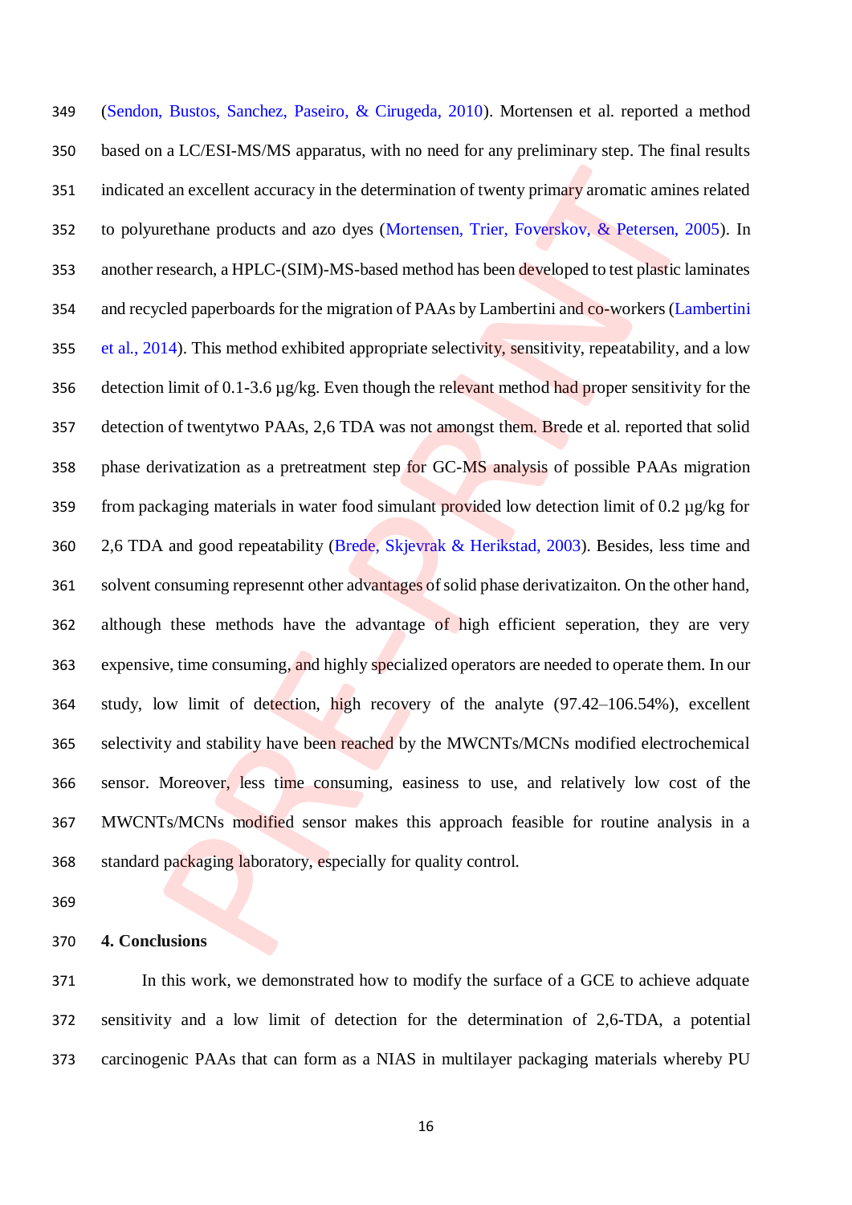(Sendon, Bustos, Sanchez, Paseiro, & Cirugeda, 2010). Mortensen et al. reported a method based on a LC/ESI-MS/MS apparatus, with no need for any preliminary step. The final results indicated an excellent accuracy in the determination of twenty primary aromatic amines related to polyurethane products and azo dyes (Mortensen, Trier, Foverskov, & Petersen, 2005). In another research, a HPLC-(SIM)-MS-based method has been developed to test plastic laminates and recycled paperboards for the migration of PAAs by Lambertini and co-workers (Lambertini et al., 2014). This method exhibited appropriate selectivity, sensitivity, repeatability, and a low detection limit of 0.1-3.6 µg/kg. Even though the relevant method had proper sensitivity for the detection of twentytwo PAAs, 2,6 TDA was not amongst them. Brede et al. reported that solid phase derivatization as a pretreatment step for GC-MS analysis of possible PAAs migration from packaging materials in water food simulant provided low detection limit of 0.2 µg/kg for 2,6 TDA and good repeatability (Brede, Skjevrak & Herikstad, 2003). Besides, less time and solvent consuming represennt other advantages of solid phase derivatizaiton. On the other hand, although these methods have the advantage of high efficient seperation, they are very expensive, time consuming, and highly specialized operators are needed to operate them. In our study, low limit of detection, high recovery of the analyte (97.42–106.54%), excellent selectivity and stability have been reached by the MWCNTs/MCNs modified electrochemical sensor. Moreover, less time consuming, easiness to use, and relatively low cost of the MWCNTs/MCNs modified sensor makes this approach feasible for routine analysis in a standard packaging laboratory, especially for quality control.

## 4. Conclusions

In this work, we demonstrated how to modify the surface of a GCE to achieve adquate sensitivity and a low limit of detection for the determination of 2,6-TDA, a potential carcinogenic PAAs that can form as a NIAS in multilayer packaging materials whereby PU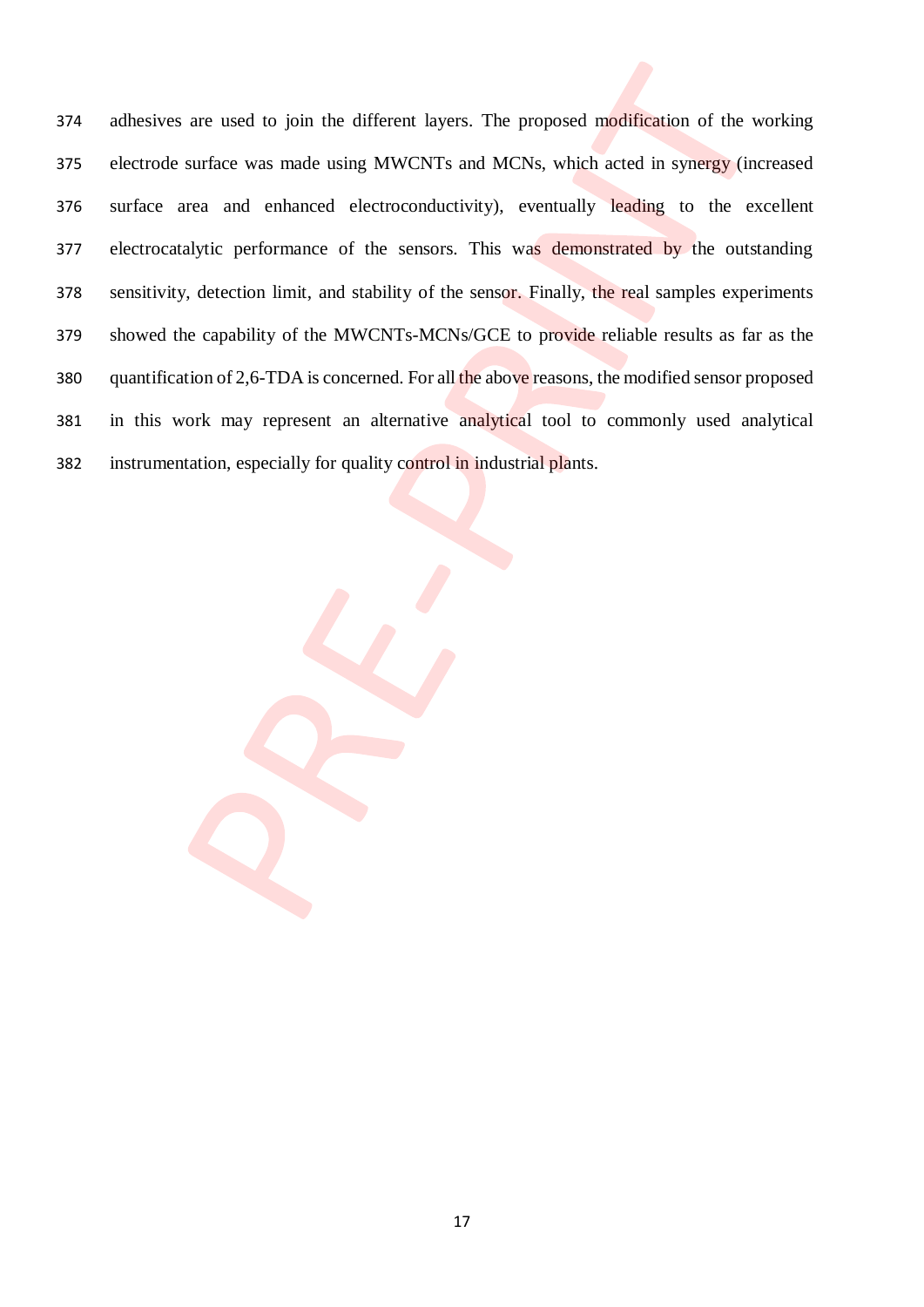adhesives are used to join the different layers. The proposed modification of the working electrode surface was made using MWCNTs and MCNs, which acted in synergy (increased surface area and enhanced electroconductivity), eventually leading to the excellent electrocatalytic performance of the sensors. This was demonstrated by the outstanding sensitivity, detection limit, and stability of the sensor. Finally, the real samples experiments showed the capability of the MWCNTs-MCNs/GCE to provide reliable results as far as the quantification of 2,6-TDA is concerned. For all the above reasons, the modified sensor proposed in this work may represent an alternative analytical tool to commonly used analytical instrumentation, especially for quality control in industrial plants.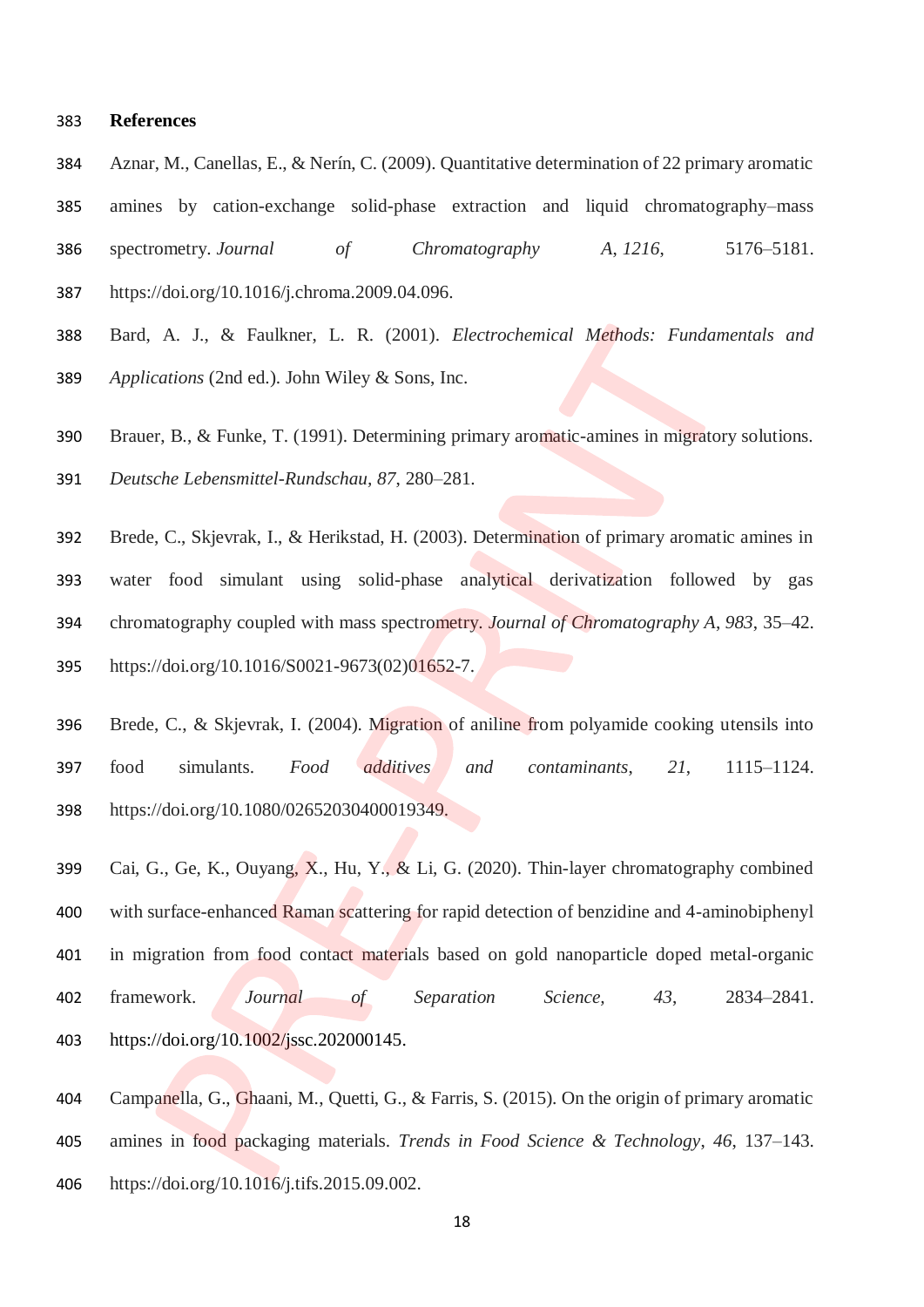## References

Aznar, M., Canellas, E., & Nerín, C. (2009). Quantitative determination of 22 primary aromatic amines by cation-exchange solid-phase extraction and liquid chromatography–mass spectrometry. *Journal of Chromatography A*, *1216*, 5176–5181. https://doi.org/10.1016/j.chroma.2009.04.096.

Bard, A. J., & Faulkner, L. R. (2001). *Electrochemical Methods: Fundamentals and Applications* (2nd ed.). John Wiley & Sons, Inc.

Brauer, B., & Funke, T. (1991). Determining primary aromatic-amines in migratory solutions. *Deutsche Lebensmittel-Rundschau*, *87*, 280–281.

Brede, C., Skjevrak, I., & Herikstad, H. (2003). Determination of primary aromatic amines in water food simulant using solid-phase analytical derivatization followed by gas chromatography coupled with mass spectrometry. *Journal of Chromatography A*, *983*, 35–42. https://doi.org/10.1016/S0021-9673(02)01652-7.

Brede, C., & Skjevrak, I. (2004). Migration of aniline from polyamide cooking utensils into food simulants. *Food additives and contaminants*, *21*, 1115–1124. https://doi.org/10.1080/02652030400019349.

Cai, G., Ge, K., Ouyang, X., Hu, Y., & Li, G. (2020). Thin-layer chromatography combined with surface-enhanced Raman scattering for rapid detection of benzidine and 4-aminobiphenyl in migration from food contact materials based on gold nanoparticle doped metal-organic framework. *Journal of Separation Science*, *43*, 2834–2841. https://doi.org/10.1002/jssc.202000145.

Campanella, G., Ghaani, M., Quetti, G., & Farris, S. (2015). On the origin of primary aromatic amines in food packaging materials. *Trends in Food Science & Technology*, *46*, 137–143. https://doi.org/10.1016/j.tifs.2015.09.002.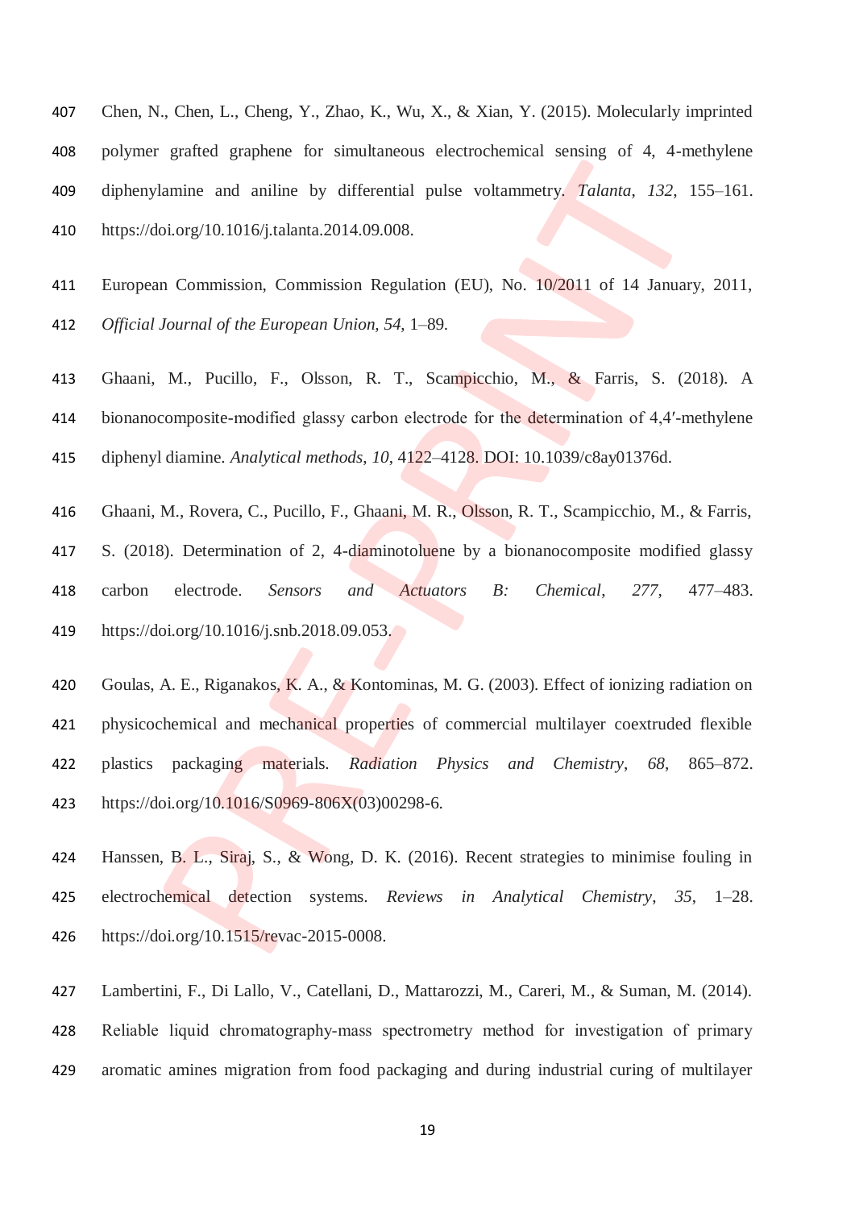Chen, N., Chen, L., Cheng, Y., Zhao, K., Wu, X., & Xian, Y. (2015). Molecularly imprinted polymer grafted graphene for simultaneous electrochemical sensing of 4, 4-methylene diphenylamine and aniline by differential pulse voltammetry. *Talanta*, *132*, 155–161. https://doi.org/10.1016/j.talanta.2014.09.008.

European Commission, Commission Regulation (EU), No. 10/2011 of 14 January, 2011, *Official Journal of the European Union, 54*, 1–89.

Ghaani, M., Pucillo, F., Olsson, R. T., Scampicchio, M., & Farris, S. (2018). A bionanocomposite-modified glassy carbon electrode for the determination of 4,4′-methylene diphenyl diamine. *Analytical methods*, *10*, 4122–4128. DOI: 10.1039/c8ay01376d.

Ghaani, M., Rovera, C., Pucillo, F., Ghaani, M. R., Olsson, R. T., Scampicchio, M., & Farris, S. (2018). Determination of 2, 4-diaminotoluene by a bionanocomposite modified glassy carbon electrode. *Sensors and Actuators B: Chemical*, *277*, 477–483. https://doi.org/10.1016/j.snb.2018.09.053.

Goulas, A. E., Riganakos, K. A., & Kontominas, M. G. (2003). Effect of ionizing radiation on physicochemical and mechanical properties of commercial multilayer coextruded flexible plastics packaging materials. *Radiation Physics and Chemistry*, *68*, 865–872. https://doi.org/10.1016/S0969-806X(03)00298-6.

Hanssen, B. L., Siraj, S., & Wong, D. K. (2016). Recent strategies to minimise fouling in electrochemical detection systems. *Reviews in Analytical Chemistry*, *35*, 1–28. https://doi.org/10.1515/revac-2015-0008.

Lambertini, F., Di Lallo, V., Catellani, D., Mattarozzi, M., Careri, M., & Suman, M. (2014). Reliable liquid chromatography-mass spectrometry method for investigation of primary aromatic amines migration from food packaging and during industrial curing of multilayer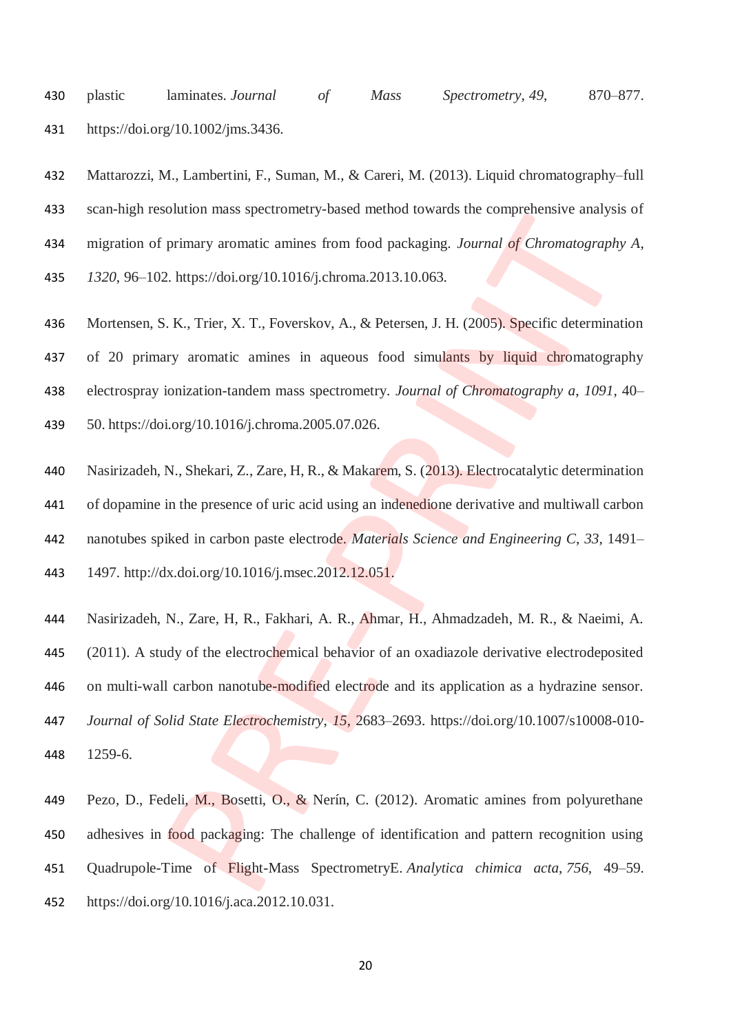plastic laminates. *Journal of Mass Spectrometry*, *49*, 870–877. https://doi.org/10.1002/jms.3436.

Mattarozzi, M., Lambertini, F., Suman, M., & Careri, M. (2013). Liquid chromatography–full scan-high resolution mass spectrometry-based method towards the comprehensive analysis of migration of primary aromatic amines from food packaging. *Journal of Chromatography A*, *1320*, 96–102. https://doi.org/10.1016/j.chroma.2013.10.063.

Mortensen, S. K., Trier, X. T., Foverskov, A., & Petersen, J. H. (2005). Specific determination of 20 primary aromatic amines in aqueous food simulants by liquid chromatography electrospray ionization-tandem mass spectrometry. *Journal of Chromatography a*, *1091*, 40–50. https://doi.org/10.1016/j.chroma.2005.07.026.

Nasirizadeh, N., Shekari, Z., Zare, H, R., & Makarem, S. (2013). Electrocatalytic determination of dopamine in the presence of uric acid using an indenedione derivative and multiwall carbon nanotubes spiked in carbon paste electrode. *Materials Science and Engineering C*, *33*, 1491–1497. http://dx.doi.org/10.1016/j.msec.2012.12.051.

Nasirizadeh, N., Zare, H, R., Fakhari, A. R., Ahmar, H., Ahmadzadeh, M. R., & Naeimi, A. (2011). A study of the electrochemical behavior of an oxadiazole derivative electrodeposited on multi-wall carbon nanotube-modified electrode and its application as a hydrazine sensor. *Journal of Solid State Electrochemistry*, *15*, 2683–2693. https://doi.org/10.1007/s10008-010-1259-6.

Pezo, D., Fedeli, M., Bosetti, O., & Nerín, C. (2012). Aromatic amines from polyurethane adhesives in food packaging: The challenge of identification and pattern recognition using Quadrupole-Time of Flight-Mass SpectrometryE. *Analytica chimica acta*, *756*, 49–59. https://doi.org/10.1016/j.aca.2012.10.031.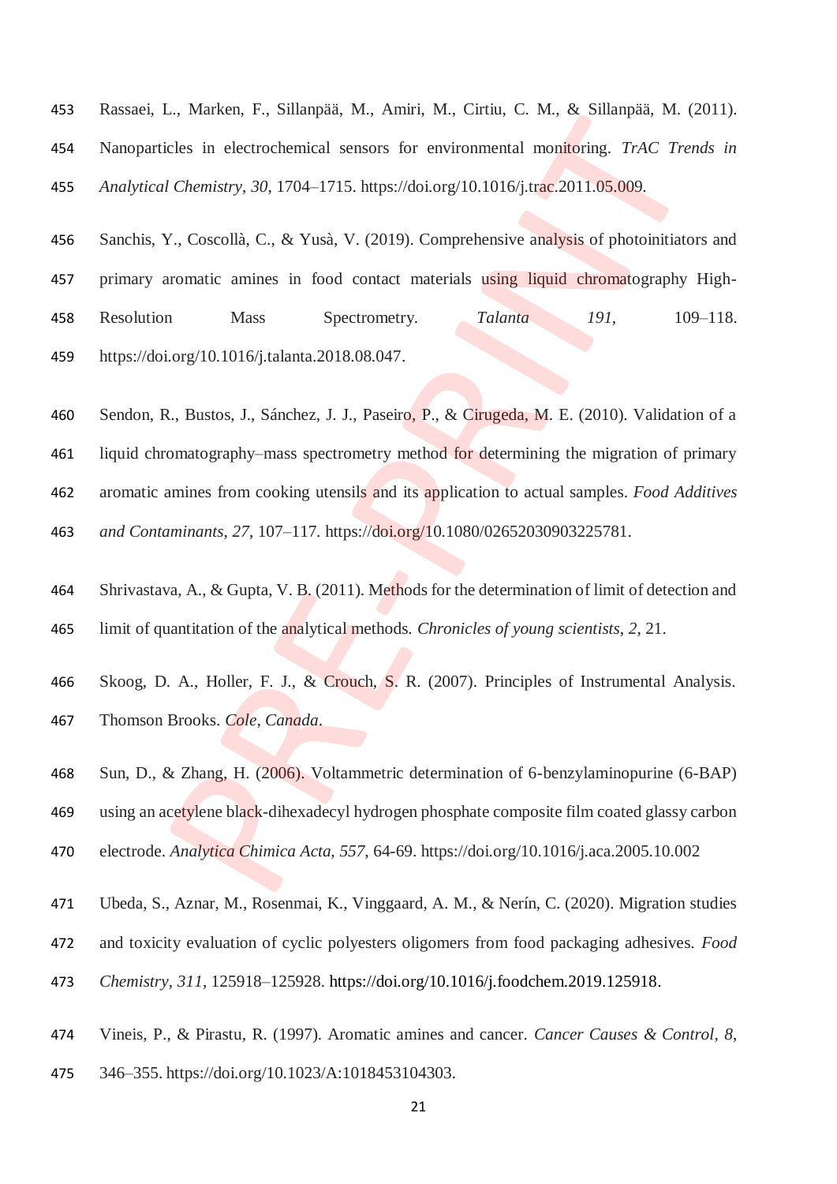Rassaei, L., Marken, F., Sillanpää, M., Amiri, M., Cirtiu, C. M., & Sillanpää, M. (2011). Nanoparticles in electrochemical sensors for environmental monitoring. *TrAC Trends in Analytical Chemistry*, *30*, 1704–1715. https://doi.org/10.1016/j.trac.2011.05.009.

Sanchis, Y., Coscollà, C., & Yusà, V. (2019). Comprehensive analysis of photoinitiators and primary aromatic amines in food contact materials using liquid chromatography High-Resolution Mass Spectrometry. *Talanta* *191*, 109–118. https://doi.org/10.1016/j.talanta.2018.08.047.

Sendon, R., Bustos, J., Sánchez, J. J., Paseiro, P., & Cirugeda, M. E. (2010). Validation of a liquid chromatography–mass spectrometry method for determining the migration of primary aromatic amines from cooking utensils and its application to actual samples. *Food Additives and Contaminants*, *27*, 107–117. https://doi.org/10.1080/02652030903225781.

Shrivastava, A., & Gupta, V. B. (2011). Methods for the determination of limit of detection and limit of quantitation of the analytical methods. *Chronicles of young scientists*, *2*, 21.

Skoog, D. A., Holler, F. J., & Crouch, S. R. (2007). Principles of Instrumental Analysis. Thomson Brooks. *Cole, Canada*.

Sun, D., & Zhang, H. (2006). Voltammetric determination of 6-benzylaminopurine (6-BAP) using an acetylene black-dihexadecyl hydrogen phosphate composite film coated glassy carbon electrode. *Analytica Chimica Acta*, *557*, 64-69. https://doi.org/10.1016/j.aca.2005.10.002

Ubeda, S., Aznar, M., Rosenmai, K., Vinggaard, A. M., & Nerín, C. (2020). Migration studies and toxicity evaluation of cyclic polyesters oligomers from food packaging adhesives. *Food Chemistry*, *311*, 125918–125928. https://doi.org/10.1016/j.foodchem.2019.125918.

Vineis, P., & Pirastu, R. (1997). Aromatic amines and cancer. *Cancer Causes & Control*, *8*, 346–355. https://doi.org/10.1023/A:1018453104303.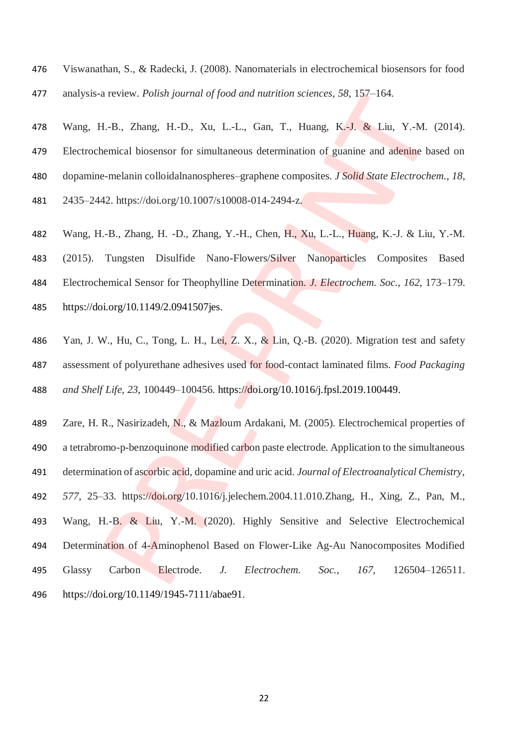Viswanathan, S., & Radecki, J. (2008). Nanomaterials in electrochemical biosensors for food analysis-a review. *Polish journal of food and nutrition sciences*, *58*, 157–164.

Wang, H.-B., Zhang, H.-D., Xu, L.-L., Gan, T., Huang, K.-J. & Liu, Y.-M. (2014). Electrochemical biosensor for simultaneous determination of guanine and adenine based on dopamine-melanin colloidalnanospheres–graphene composites. *J Solid State Electrochem.*, *18*, 2435–2442. https://doi.org/10.1007/s10008-014-2494-z.

Wang, H.-B., Zhang, H. -D., Zhang, Y.-H., Chen, H., Xu, L.-L., Huang, K.-J. & Liu, Y.-M. (2015). Tungsten Disulfide Nano-Flowers/Silver Nanoparticles Composites Based Electrochemical Sensor for Theophylline Determination. *J. Electrochem. Soc.*, *162*, 173–179. https://doi.org/10.1149/2.0941507jes.

Yan, J. W., Hu, C., Tong, L. H., Lei, Z. X., & Lin, Q.-B. (2020). Migration test and safety assessment of polyurethane adhesives used for food-contact laminated films. *Food Packaging and Shelf Life, 23*, 100449–100456. https://doi.org/10.1016/j.fpsl.2019.100449.

Zare, H. R., Nasirizadeh, N., & Mazloum Ardakani, M. (2005). Electrochemical properties of a tetrabromo-p-benzoquinone modified carbon paste electrode. Application to the simultaneous determination of ascorbic acid, dopamine and uric acid. *Journal of Electroanalytical Chemistry*, *577*, 25–33. https://doi.org/10.1016/j.jelechem.2004.11.010.Zhang, H., Xing, Z., Pan, M., Wang, H.-B. & Liu, Y.-M. (2020). Highly Sensitive and Selective Electrochemical Determination of 4-Aminophenol Based on Flower-Like Ag-Au Nanocomposites Modified Glassy Carbon Electrode. *J. Electrochem. Soc.*, *167*, 126504–126511. https://doi.org/10.1149/1945-7111/abae91.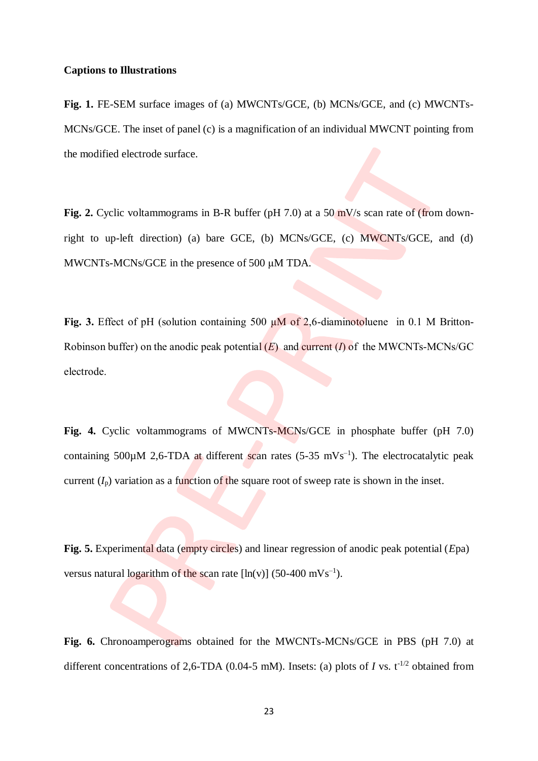**Captions to Illustrations**

**Fig. 1.** FE-SEM surface images of (a) MWCNTs/GCE, (b) MCNs/GCE, and (c) MWCNTs-MCNs/GCE. The inset of panel (c) is a magnification of an individual MWCNT pointing from the modified electrode surface.

**Fig. 2.** Cyclic voltammograms in B-R buffer (pH 7.0) at a 50 mV/s scan rate of (from down-right to up-left direction) (a) bare GCE, (b) MCNs/GCE, (c) MWCNTs/GCE, and (d) MWCNTs-MCNs/GCE in the presence of 500 μM TDA.

**Fig. 3.** Effect of pH (solution containing 500 μM of 2,6-diaminotoluene in 0.1 M Britton-Robinson buffer) on the anodic peak potential ($E$) and current ($I$) of the MWCNTs-MCNs/GC electrode.

**Fig. 4.** Cyclic voltammograms of MWCNTs-MCNs/GCE in phosphate buffer (pH 7.0) containing 500μM 2,6-TDA at different scan rates (5-35 $mVs^{-1}$). The electrocatalytic peak current ($I_p$) variation as a function of the square root of sweep rate is shown in the inset.

**Fig. 5.** Experimental data (empty circles) and linear regression of anodic peak potential ($E$pa) versus natural logarithm of the scan rate [ln(v)] (50-400 $mVs^{-1}$).

**Fig. 6.** Chronoamperograms obtained for the MWCNTs-MCNs/GCE in PBS (pH 7.0) at different concentrations of 2,6-TDA (0.04-5 mM). Insets: (a) plots of $I$ vs. $t^{-1/2}$ obtained from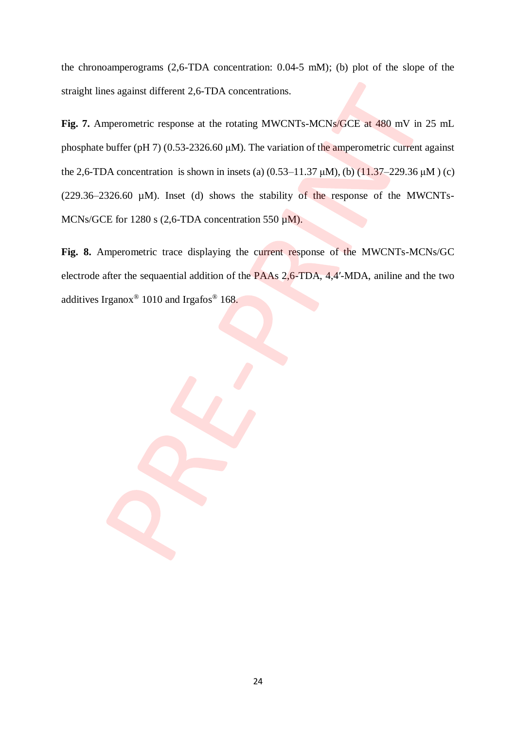the chronoamperograms (2,6-TDA concentration: 0.04-5 mM); (b) plot of the slope of the straight lines against different 2,6-TDA concentrations.

**Fig. 7.** Amperometric response at the rotating MWCNTs-MCNs/GCE at 480 mV in 25 mL phosphate buffer (pH 7) (0.53-2326.60 μM). The variation of the amperometric current against the 2,6-TDA concentration is shown in insets (a) (0.53–11.37 μM), (b) (11.37–229.36 μM ) (c) (229.36–2326.60 μM). Inset (d) shows the stability of the response of the MWCNTs-MCNs/GCE for 1280 s (2,6-TDA concentration 550 μM).

**Fig. 8.** Amperometric trace displaying the current response of the MWCNTs-MCNs/GC electrode after the sequantial addition of the PAAs 2,6-TDA, 4,4′-MDA, aniline and the two additives Irganox® 1010 and Irgafos® 168.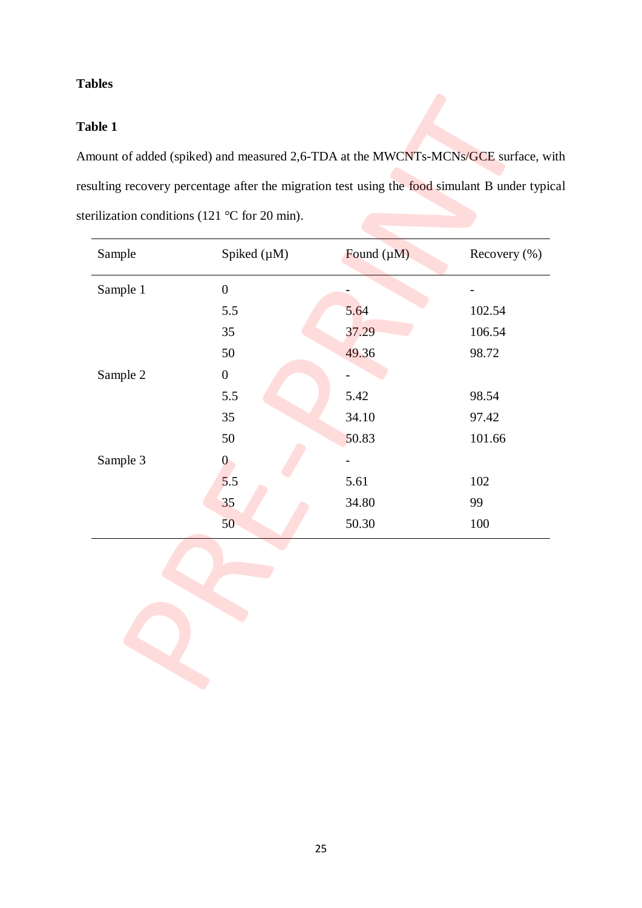**Tables**

**Table 1**

Amount of added (spiked) and measured 2,6-TDA at the MWCNTs-MCNs/GCE surface, with resulting recovery percentage after the migration test using the food simulant B under typical sterilization conditions (121 °C for 20 min).

| Sample | Spiked (μM) | Found (μM) | Recovery (%) |
|---|---|---|---|
| Sample 1 | 0 | - | - |
| | 5.5 | 5.64 | 102.54 |
| | 35 | 37.29 | 106.54 |
| | 50 | 49.36 | 98.72 |
| Sample 2 | 0 | - | |
| | 5.5 | 5.42 | 98.54 |
| | 35 | 34.10 | 97.42 |
| | 50 | 50.83 | 101.66 |
| Sample 3 | 0 | - | |
| | 5.5 | 5.61 | 102 |
| | 35 | 34.80 | 99 |
| | 50 | 50.30 | 100 |